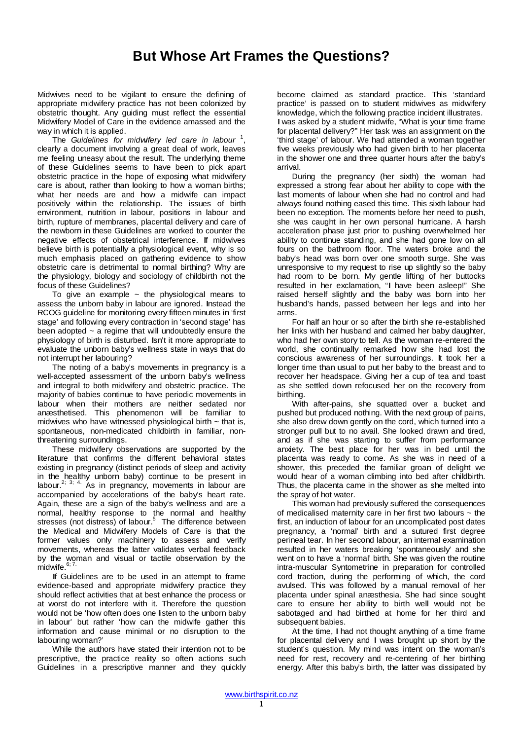# But Whose Art Frames the Questions?

Midwives need to be vigilant to ensure the defining of appropriate midwifery practice has not been colonized by obstetric thought. Any guiding must reflect the essential Midwifery Model of Care in the evidence amassed and the way in which it is applied.

The *Guidelines for midwifery led care in labour* [1], clearly a document involving a great deal of work, leaves me feeling uneasy about the result. The underlying theme of these Guidelines seems to have been to pick apart obstetric practice in the hope of exposing what midwifery care is about, rather than looking to how a woman births; what her needs are and how a midwife can impact positively within the relationship. The issues of birth environment, nutrition in labour, positions in labour and birth, rupture of membranes, placental delivery and care of the newborn in these Guidelines are worked to counter the negative effects of obstetrical interference. If midwives believe birth is potentially a physiological event, why is so much emphasis placed on gathering evidence to show obstetric care is detrimental to normal birthing? Why are the physiology, biology and sociology of childbirth not the focus of these Guidelines?

To give an example ~ the physiological means to assess the unborn baby in labour are ignored. Instead the RCOG guideline for monitoring every fifteen minutes in 'first stage' and following every contraction in 'second stage' has been adopted ~ a regime that will undoubtedly ensure the physiology of birth is disturbed. Isn't it more appropriate to evaluate the unborn baby's wellness state in ways that do not interrupt her labouring?

The noting of a baby's movements in pregnancy is a well-accepted assessment of the unborn baby's wellness and integral to both midwifery and obstetric practice. The majority of babies continue to have periodic movements in labour when their mothers are neither sedated nor anæsthetised. This phenomenon will be familiar to midwives who have witnessed physiological birth ~ that is, spontaneous, non-medicated childbirth in familiar, non-threatening surroundings.

These midwifery observations are supported by the literature that confirms the different behavioral states existing in pregnancy (distinct periods of sleep and activity in the healthy unborn baby) continue to be present in labour.[2; 3; 4.] As in pregnancy, movements in labour are accompanied by accelerations of the baby's heart rate. Again, these are a sign of the baby's wellness and are a normal, healthy response to the normal and healthy stresses (not distress) of labour.[5] The difference between the Medical and Midwifery Models of Care is that the former values only machinery to assess and verify movements, whereas the latter validates verbal feedback by the woman and visual or tactile observation by the midwife.[6; 7.]

If Guidelines are to be used in an attempt to frame evidence-based and appropriate midwifery practice they should reflect activities that at best enhance the process or at worst do not interfere with it. Therefore the question would not be 'how often does one listen to the unborn baby in labour' but rather 'how can the midwife gather this information and cause minimal or no disruption to the labouring woman?'

While the authors have stated their intention not to be prescriptive, the practice reality so often actions such Guidelines in a prescriptive manner and they quickly become claimed as standard practice. This 'standard practice' is passed on to student midwives as midwifery knowledge, which the following practice incident illustrates.

I was asked by a student midwife, "What is your time frame for placental delivery?" Her task was an assignment on the 'third stage' of labour. We had attended a woman together five weeks previously who had given birth to her placenta in the shower one and three quarter hours after the baby's arrival.

During the pregnancy (her sixth) the woman had expressed a strong fear about her ability to cope with the last moments of labour when she had no control and had always found nothing eased this time. This sixth labour had been no exception. The moments before her need to push, she was caught in her own personal hurricane. A harsh acceleration phase just prior to pushing overwhelmed her ability to continue standing, and she had gone low on all fours on the bathroom floor. The waters broke and the baby's head was born over one smooth surge. She was unresponsive to my request to rise up slightly so the baby had room to be born. My gentle lifting of her buttocks resulted in her exclamation, "I have been asleep!" She raised herself slightly and the baby was born into her husband's hands, passed between her legs and into her arms.

For half an hour or so after the birth she re-established her links with her husband and calmed her baby daughter, who had her own story to tell. As the woman re-entered the world, she continually remarked how she had lost the conscious awareness of her surroundings. It took her a longer time than usual to put her baby to the breast and to recover her headspace. Giving her a cup of tea and toast as she settled down refocused her on the recovery from birthing.

With after-pains, she squatted over a bucket and pushed but produced nothing. With the next group of pains, she also drew down gently on the cord, which turned into a stronger pull but to no avail. She looked drawn and tired, and as if she was starting to suffer from performance anxiety. The best place for her was in bed until the placenta was ready to come. As she was in need of a shower, this preceded the familiar groan of delight we would hear of a woman climbing into bed after childbirth. Thus, the placenta came in the shower as she melted into the spray of hot water.

This woman had previously suffered the consequences of medicalised maternity care in her first two labours ~ the first, an induction of labour for an uncomplicated post dates pregnancy, a 'normal' birth and a sutured first degree perineal tear. In her second labour, an internal examination resulted in her waters breaking 'spontaneously' and she went on to have a 'normal' birth. She was given the routine intra-muscular Syntometrine in preparation for controlled cord traction, during the performing of which, the cord avulsed. This was followed by a manual removal of her placenta under spinal anæsthesia. She had since sought care to ensure her ability to birth well would not be sabotaged and had birthed at home for her third and subsequent babies.

At the time, I had not thought anything of a time frame for placental delivery and I was brought up short by the student's question. My mind was intent on the woman's need for rest, recovery and re-centering of her birthing energy. After this baby's birth, the latter was dissipated by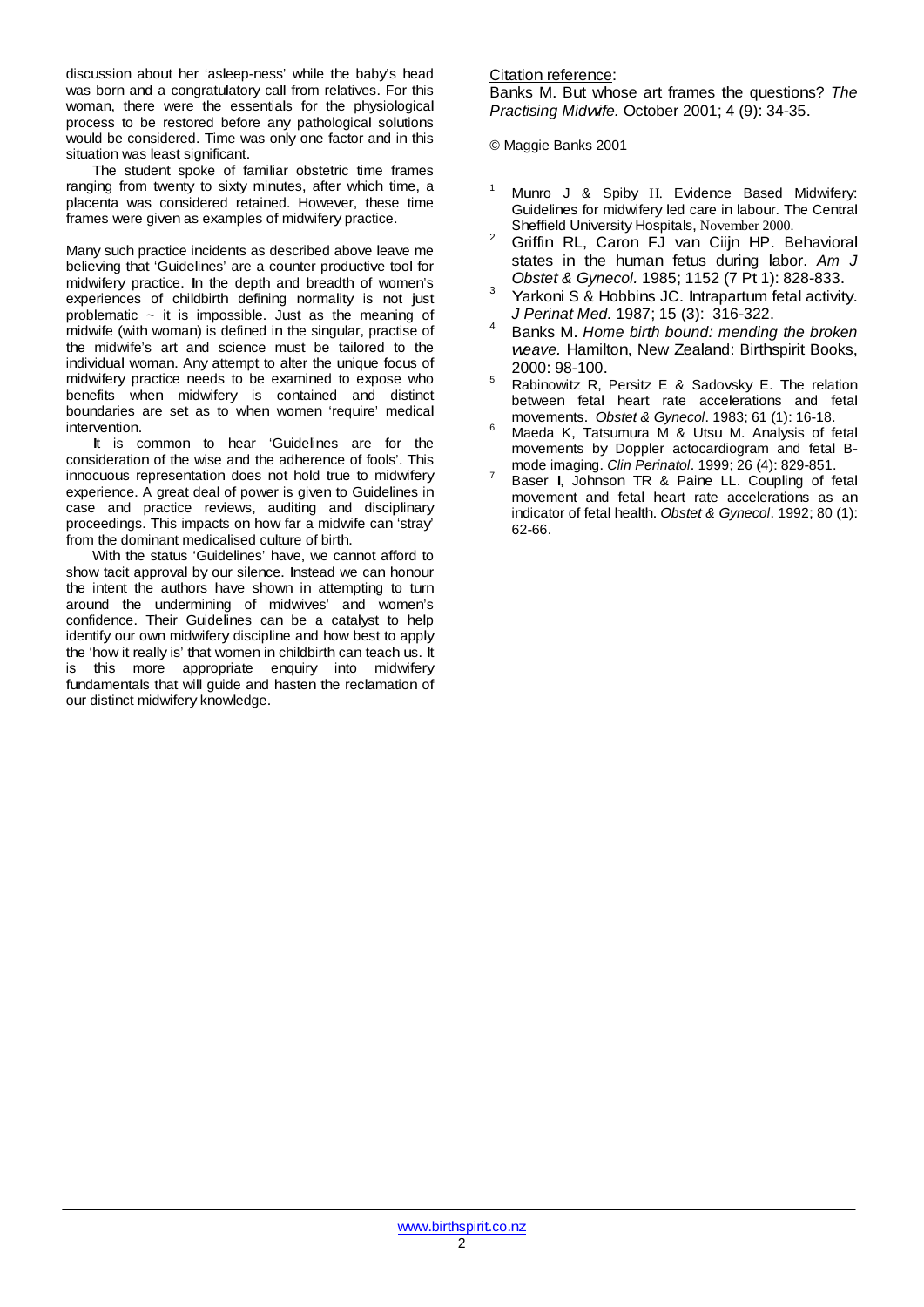discussion about her 'asleep-ness' while the baby's head was born and a congratulatory call from relatives. For this woman, there were the essentials for the physiological process to be restored before any pathological solutions would be considered. Time was only one factor and in this situation was least significant.

The student spoke of familiar obstetric time frames ranging from twenty to sixty minutes, after which time, a placenta was considered retained. However, these time frames were given as examples of midwifery practice.

Many such practice incidents as described above leave me believing that 'Guidelines' are a counter productive tool for midwifery practice. In the depth and breadth of women's experiences of childbirth defining normality is not just problematic ~ it is impossible. Just as the meaning of midwife (with woman) is defined in the singular, practise of the midwife's art and science must be tailored to the individual woman. Any attempt to alter the unique focus of midwifery practice needs to be examined to expose who benefits when midwifery is contained and distinct boundaries are set as to when women 'require' medical intervention.

It is common to hear 'Guidelines are for the consideration of the wise and the adherence of fools'. This innocuous representation does not hold true to midwifery experience. A great deal of power is given to Guidelines in case and practice reviews, auditing and disciplinary proceedings. This impacts on how far a midwife can 'stray' from the dominant medicalised culture of birth.

With the status 'Guidelines' have, we cannot afford to show tacit approval by our silence. Instead we can honour the intent the authors have shown in attempting to turn around the undermining of midwives' and women's confidence. Their Guidelines can be a catalyst to help identify our own midwifery discipline and how best to apply the 'how it really is' that women in childbirth can teach us. It is this more appropriate enquiry into midwifery fundamentals that will guide and hasten the reclamation of our distinct midwifery knowledge.

Citation reference:

Banks M. But whose art frames the questions? *The Practising Midwife.* October 2001; 4 (9): 34-35.

© Maggie Banks 2001

---

[1] Munro J & Spiby H. Evidence Based Midwifery: Guidelines for midwifery led care in labour. The Central Sheffield University Hospitals, November 2000.

[2] Griffin RL, Caron FJ van Ciijn HP. Behavioral states in the human fetus during labor. *Am J Obstet & Gynecol.* 1985; 1152 (7 Pt 1): 828-833.

[3] Yarkoni S & Hobbins JC. Intrapartum fetal activity. *J Perinat Med.* 1987; 15 (3): 316-322.

[4] Banks M. *Home birth bound: mending the broken weave.* Hamilton, New Zealand: Birthspirit Books, 2000: 98-100.

[5] Rabinowitz R, Persitz E & Sadovsky E. The relation between fetal heart rate accelerations and fetal movements. *Obstet & Gynecol*. 1983; 61 (1): 16-18.

[6] Maeda K, Tatsumura M & Utsu M. Analysis of fetal movements by Doppler actocardiogram and fetal B-mode imaging. *Clin Perinatol*. 1999; 26 (4): 829-851.

[7] Baser I, Johnson TR & Paine LL. Coupling of fetal movement and fetal heart rate accelerations as an indicator of fetal health. *Obstet & Gynecol*. 1992; 80 (1): 62-66.

www.birthspirit.co.nz